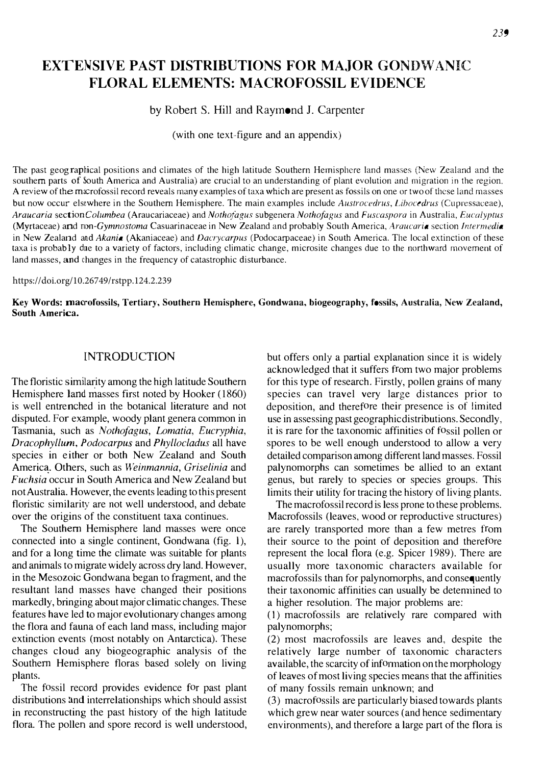# EXTENSIVE PAST DISTRIBUTIONS FOR MAJOR GONDWANIC FLORAL ELEMENTS: MACROFOSSIL EVIDENCE

by Robert S. Hill and Raymond J. Carpenter

(with one text-figure and an appendix)

The past geographical positions and climates of the high latitude Southern Hemisphere land masses (New Zealand and the southern parts of South America and Australia) are crucial to an understanding of plant evolution and migration in the region. A review of the macrofossil record reveals many examples of taxa which are present as fossils on one or two of these land masses but now occur elsewhere in the Southern Hemisphere. The main examples include *Austrocedrus*, *Libocedrus* (Cupressaceae), *Araucaria* section *Columbea* (Araucariaceae) and *Nothofagus* subgenera *Nothofagus* and *Fuscaspora* in Australia, *Eucalyptus* (Myrtaceae) and non-*Gymnostoma* Casuarinaceae in New Zealand and probably South America, *Araucaria* section *Intermedia* in New Zealand and *Akania* (Akaniaceae) and *Dacrycarpus* (Podocarpaceae) in South America. The local extinction of these taxa is probably due to a variety of factors, including climatic change, microsite changes due to the northward movement of land masses, and changes in the frequency of catastrophic disturbance.

https://doi.org/10.26749/rstpp.124.2.239

**Key Words: macrofossils, Tertiary, Southern Hemisphere, Gondwana, biogeography, fossils, Australia, New Zealand, South America.**

## INTRODUCTION

The floristic similarity among the high latitude Southern Hemisphere land masses first noted by Hooker (1860) is well entrenched in the botanical literature and not disputed. For example, woody plant genera common in Tasmania, such as *Nothofagus*, *Lomatia*, *Eucryphia*, *Dracophyllum*, *Podocarpus* and *Phyllocladus* all have species in either or both New Zealand and South America. Others, such as *Weinmannia*, *Griselinia* and *Fuchsia* occur in South America and New Zealand but not Australia. However, the events leading to this present floristic similarity are not well understood, and debate over the origins of the constituent taxa continues.

The Southern Hemisphere land masses were once connected into a single continent, Gondwana (fig. 1), and for a long time the climate was suitable for plants and animals to migrate widely across dry land. However, in the Mesozoic Gondwana began to fragment, and the resultant land masses have changed their positions markedly, bringing about major climatic changes. These features have led to major evolutionary changes among the flora and fauna of each land mass, including major extinction events (most notably on Antarctica). These changes cloud any biogeographic analysis of the Southern Hemisphere floras based solely on living plants.

The fossil record provides evidence for past plant distributions and interrelationships which should assist in reconstructing the past history of the high latitude flora. The pollen and spore record is well understood, but offers only a partial explanation since it is widely acknowledged that it suffers from two major problems for this type of research. Firstly, pollen grains of many species can travel very large distances prior to deposition, and therefore their presence is of limited use in assessing past geographic distributions. Secondly, it is rare for the taxonomic affinities of fossil pollen or spores to be well enough understood to allow a very detailed comparison among different land masses. Fossil palynomorphs can sometimes be allied to an extant genus, but rarely to species or species groups. This limits their utility for tracing the history of living plants.

The macrofossil record is less prone to these problems. Macrofossils (leaves, wood or reproductive structures) are rarely transported more than a few metres from their source to the point of deposition and therefore represent the local flora (e.g. Spicer 1989). There are usually more taxonomic characters available for macrofossils than for palynomorphs, and consequently their taxonomic affinities can usually be determined to a higher resolution. The major problems are:

(1) macrofossils are relatively rare compared with palynomorphs;

(2) most macrofossils are leaves and, despite the relatively large number of taxonomic characters available, the scarcity of information on the morphology of leaves of most living species means that the affinities of many fossils remain unknown; and

(3) macrofossils are particularly biased towards plants which grew near water sources (and hence sedimentary environments), and therefore a large part of the flora is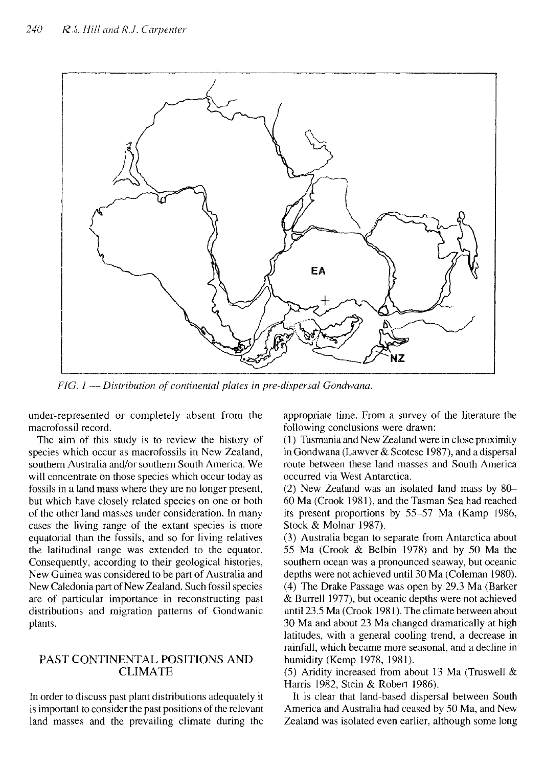EA

NZ

*FIG. 1 — Distribution of continental plates in pre-dispersal Gondwana.*

under-represented or completely absent from the macrofossil record.

The aim of this study is to review the history of species which occur as macrofossils in New Zealand, southern Australia and/or southern South America. We will concentrate on those species which occur today as fossils in a land mass where they are no longer present, but which have closely related species on one or both of the other land masses under consideration. In many cases the living range of the extant species is more equatorial than the fossils, and so for living relatives the latitudinal range was extended to the equator. Consequently, according to their geological histories, New Guinea was considered to be part of Australia and New Caledonia part of New Zealand. Such fossil species are of particular importance in reconstructing past distributions and migration patterns of Gondwanic plants.

## PAST CONTINENTAL POSITIONS AND CLIMATE

In order to discuss past plant distributions adequately it is important to consider the past positions of the relevant land masses and the prevailing climate during the appropriate time. From a survey of the literature the following conclusions were drawn:

(1) Tasmania and New Zealand were in close proximity in Gondwana (Lawver & Scotese 1987), and a dispersal route between these land masses and South America occurred via West Antarctica.

(2) New Zealand was an isolated land mass by 80–60 Ma (Crook 1981), and the Tasman Sea had reached its present proportions by 55–57 Ma (Kamp 1986, Stock & Molnar 1987).

(3) Australia began to separate from Antarctica about 55 Ma (Crook & Belbin 1978) and by 50 Ma the southern ocean was a pronounced seaway, but oceanic depths were not achieved until 30 Ma (Coleman 1980).

(4) The Drake Passage was open by 29.3 Ma (Barker & Burrell 1977), but oceanic depths were not achieved until 23.5 Ma (Crook 1981). The climate between about 30 Ma and about 23 Ma changed dramatically at high latitudes, with a general cooling trend, a decrease in rainfall, which became more seasonal, and a decline in humidity (Kemp 1978, 1981).

(5) Aridity increased from about 13 Ma (Truswell & Harris 1982, Stein & Robert 1986).

It is clear that land-based dispersal between South America and Australia had ceased by 50 Ma, and New Zealand was isolated even earlier, although some long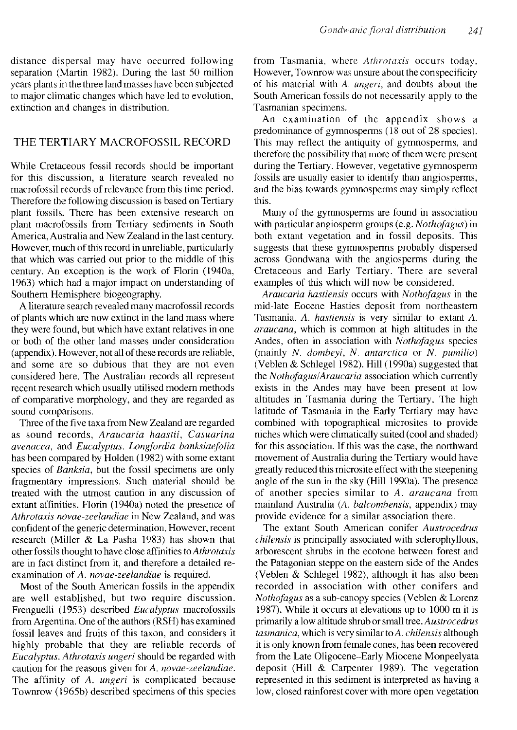distance dispersal may have occurred following separation (Martin 1982). During the last 50 million years plants in the three land masses have been subjected to major climatic changes which have led to evolution, extinction and changes in distribution.

## THE TERTIARY MACROFOSSIL RECORD

While Cretaceous fossil records should be important for this discussion, a literature search revealed no macrofossil records of relevance from this time period. Therefore the following discussion is based on Tertiary plant fossils. There has been extensive research on plant macrofossils from Tertiary sediments in South America, Australia and New Zealand in the last century. However, much of this record in unreliable, particularly that which was carried out prior to the middle of this century. An exception is the work of Florin (1940a, 1963) which had a major impact on understanding of Southern Hemisphere biogeography.

A literature search revealed many macrofossil records of plants which are now extinct in the land mass where they were found, but which have extant relatives in one or both of the other land masses under consideration (appendix). However, not all of these records are reliable, and some are so dubious that they are not even considered here. The Australian records all represent recent research which usually utilised modern methods of comparative morphology, and they are regarded as sound comparisons.

Three of the five taxa from New Zealand are regarded as sound records, *Araucaria haastii*, *Casuarina avenacea*, and *Eucalyptus*. *Longfordia banksiaefolia* has been compared by Holden (1982) with some extant species of *Banksia*, but the fossil specimens are only fragmentary impressions. Such material should be treated with the utmost caution in any discussion of extant affinities. Florin (1940a) noted the presence of *Athrotaxis novae-zeelandiae* in New Zealand, and was confident of the generic determination. However, recent research (Miller & La Pasha 1983) has shown that other fossils thought to have close affinities to *Athrotaxis* are in fact distinct from it, and therefore a detailed re-examination of *A. novae-zeelandiae* is required.

Most of the South American fossils in the appendix are well established, but two require discussion. Frenguelli (1953) described *Eucalyptus* macrofossils from Argentina. One of the authors (RSH) has examined fossil leaves and fruits of this taxon, and considers it highly probable that they are reliable records of *Eucalyptus*. *Athrotaxis ungeri* should be regarded with caution for the reasons given for *A. novae-zeelandiae*. The affinity of *A. ungeri* is complicated because Townrow (1965b) described specimens of this species from Tasmania, where *Athrotaxis* occurs today. However, Townrow was unsure about the conspecificity of his material with *A. ungeri*, and doubts about the South American fossils do not necessarily apply to the Tasmanian specimens.

An examination of the appendix shows a predominance of gymnosperms (18 out of 28 species). This may reflect the antiquity of gymnosperms, and therefore the possibility that more of them were present during the Tertiary. However, vegetative gymnosperm fossils are usually easier to identify than angiosperms, and the bias towards gymnosperms may simply reflect this.

Many of the gymnosperms are found in association with particular angiosperm groups (e.g. *Nothofagus*) in both extant vegetation and in fossil deposits. This suggests that these gymnosperms probably dispersed across Gondwana with the angiosperms during the Cretaceous and Early Tertiary. There are several examples of this which will now be considered.

*Araucaria hastiensis* occurs with *Nothofagus* in the mid-late Eocene Hasties deposit from northeastern Tasmania. *A. hastiensis* is very similar to extant *A. araucana*, which is common at high altitudes in the Andes, often in association with *Nothofagus* species (mainly *N. dombeyi*, *N. antarctica* or *N. pumilio*) (Veblen & Schlegel 1982). Hill (1990a) suggested that the *Nothofagus*/*Araucaria* association which currently exists in the Andes may have been present at low altitudes in Tasmania during the Tertiary. The high latitude of Tasmania in the Early Tertiary may have combined with topographical microsites to provide niches which were climatically suited (cool and shaded) for this association. If this was the case, the northward movement of Australia during the Tertiary would have greatly reduced this microsite effect with the steepening angle of the sun in the sky (Hill 1990a). The presence of another species similar to *A. araucana* from mainland Australia (*A. balcombensis*, appendix) may provide evidence for a similar association there.

The extant South American conifer *Austrocedrus chilensis* is principally associated with sclerophyllous, arborescent shrubs in the ecotone between forest and the Patagonian steppe on the eastern side of the Andes (Veblen & Schlegel 1982), although it has also been recorded in association with other conifers and *Nothofagus* as a sub-canopy species (Veblen & Lorenz 1987). While it occurs at elevations up to 1000 m it is primarily a low altitude shrub or small tree. *Austrocedrus tasmanica*, which is very similar to *A. chilensis* although it is only known from female cones, has been recovered from the Late Oligocene–Early Miocene Monpeelyata deposit (Hill & Carpenter 1989). The vegetation represented in this sediment is interpreted as having a low, closed rainforest cover with more open vegetation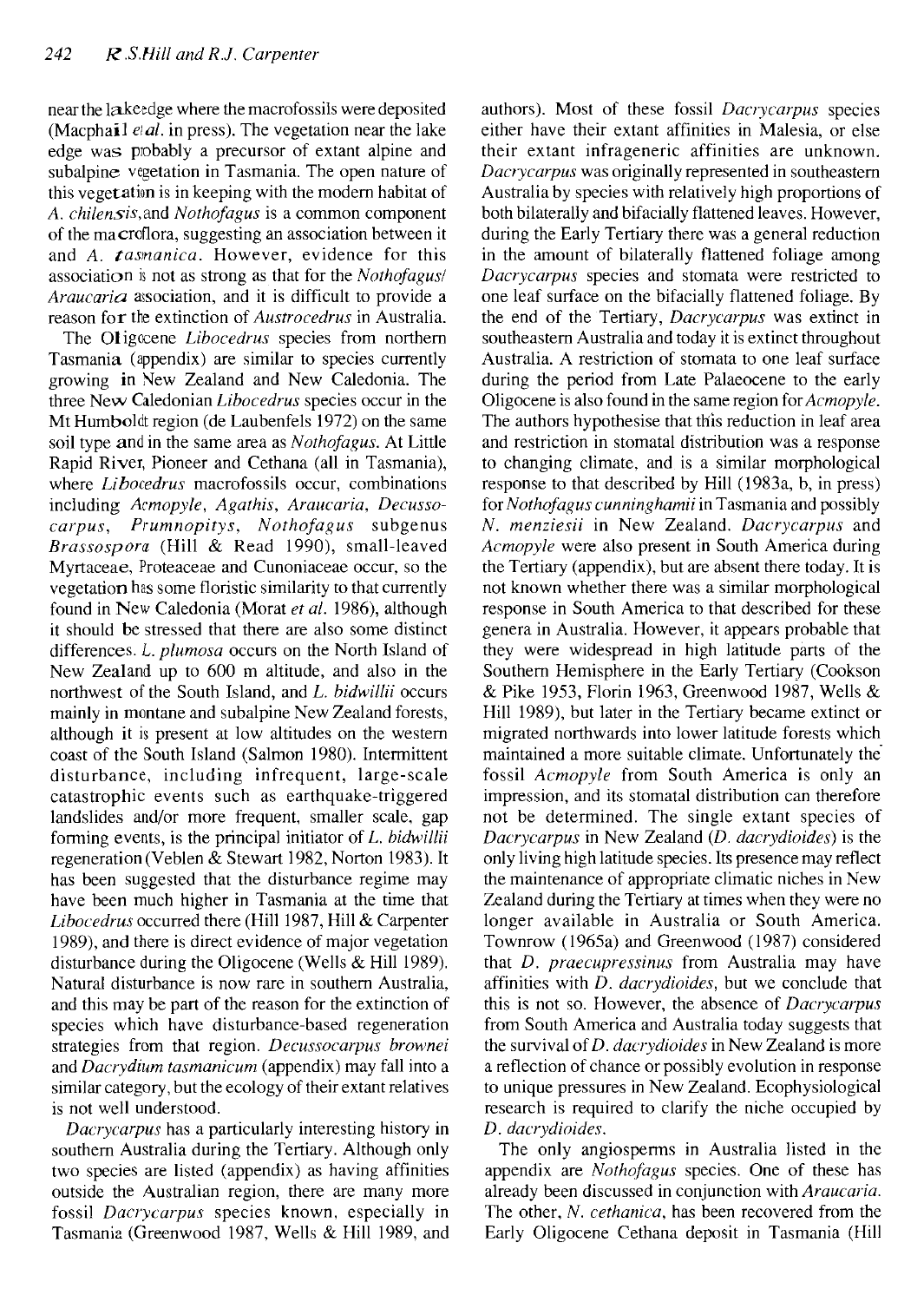near the lakeedge where the macrofossils were deposited (Macphail *et al.* in press). The vegetation near the lake edge was probably a precursor of extant alpine and subalpine vegetation in Tasmania. The open nature of this vegetation is in keeping with the modern habitat of *A. chilensis*, and *Nothofagus* is a common component of the macroflora, suggesting an association between it and *A. tasmanica*. However, evidence for this association is not as strong as that for the *Nothofagus*/*Araucaria* association, and it is difficult to provide a reason for the extinction of *Austrocedrus* in Australia.

The Oligocene *Libocedrus* species from northern Tasmania (appendix) are similar to species currently growing in New Zealand and New Caledonia. The three New Caledonian *Libocedrus* species occur in the Mt Humboldt region (de Laubenfels 1972) on the same soil type and in the same area as *Nothofagus*. At Little Rapid River, Pioneer and Cethana (all in Tasmania), where *Libocedrus* macrofossils occur, combinations including *Acmopyle*, *Agathis*, *Araucaria*, *Decussocarpus*, *Prumnopitys*, *Nothofagus* subgenus *Brassospora* (Hill & Read 1990), small-leaved Myrtaceae, Proteaceae and Cunoniaceae occur, so the vegetation has some floristic similarity to that currently found in New Caledonia (Morat *et al.* 1986), although it should be stressed that there are also some distinct differences. *L. plumosa* occurs on the North Island of New Zealand up to 600 m altitude, and also in the northwest of the South Island, and *L. bidwillii* occurs mainly in montane and subalpine New Zealand forests, although it is present at low altitudes on the western coast of the South Island (Salmon 1980). Intermittent disturbance, including infrequent, large-scale catastrophic events such as earthquake-triggered landslides and/or more frequent, smaller scale, gap forming events, is the principal initiator of *L. bidwillii* regeneration (Veblen & Stewart 1982, Norton 1983). It has been suggested that the disturbance regime may have been much higher in Tasmania at the time that *Libocedrus* occurred there (Hill 1987, Hill & Carpenter 1989), and there is direct evidence of major vegetation disturbance during the Oligocene (Wells & Hill 1989). Natural disturbance is now rare in southern Australia, and this may be part of the reason for the extinction of species which have disturbance-based regeneration strategies from that region. *Decussocarpus brownei* and *Dacrydium tasmanicum* (appendix) may fall into a similar category, but the ecology of their extant relatives is not well understood.

*Dacrycarpus* has a particularly interesting history in southern Australia during the Tertiary. Although only two species are listed (appendix) as having affinities outside the Australian region, there are many more fossil *Dacrycarpus* species known, especially in Tasmania (Greenwood 1987, Wells & Hill 1989, and authors). Most of these fossil *Dacrycarpus* species either have their extant affinities in Malesia, or else their extant infrageneric affinities are unknown. *Dacrycarpus* was originally represented in southeastern Australia by species with relatively high proportions of both bilaterally and bifacially flattened leaves. However, during the Early Tertiary there was a general reduction in the amount of bilaterally flattened foliage among *Dacrycarpus* species and stomata were restricted to one leaf surface on the bifacially flattened foliage. By the end of the Tertiary, *Dacrycarpus* was extinct in southeastern Australia and today it is extinct throughout Australia. A restriction of stomata to one leaf surface during the period from Late Palaeocene to the early Oligocene is also found in the same region for *Acmopyle*. The authors hypothesise that this reduction in leaf area and restriction in stomatal distribution was a response to changing climate, and is a similar morphological response to that described by Hill (1983a, b, in press) for *Nothofagus cunninghamii* in Tasmania and possibly *N. menziesii* in New Zealand. *Dacrycarpus* and *Acmopyle* were also present in South America during the Tertiary (appendix), but are absent there today. It is not known whether there was a similar morphological response in South America to that described for these genera in Australia. However, it appears probable that they were widespread in high latitude parts of the Southern Hemisphere in the Early Tertiary (Cookson & Pike 1953, Florin 1963, Greenwood 1987, Wells & Hill 1989), but later in the Tertiary became extinct or migrated northwards into lower latitude forests which maintained a more suitable climate. Unfortunately the fossil *Acmopyle* from South America is only an impression, and its stomatal distribution can therefore not be determined. The single extant species of *Dacrycarpus* in New Zealand (*D. dacrydioides*) is the only living high latitude species. Its presence may reflect the maintenance of appropriate climatic niches in New Zealand during the Tertiary at times when they were no longer available in Australia or South America. Townrow (1965a) and Greenwood (1987) considered that *D. praecupressinus* from Australia may have affinities with *D. dacrydioides*, but we conclude that this is not so. However, the absence of *Dacrycarpus* from South America and Australia today suggests that the survival of *D. dacrydioides* in New Zealand is more a reflection of chance or possibly evolution in response to unique pressures in New Zealand. Ecophysiological research is required to clarify the niche occupied by *D. dacrydioides*.

The only angiosperms in Australia listed in the appendix are *Nothofagus* species. One of these has already been discussed in conjunction with *Araucaria*. The other, *N. cethanica*, has been recovered from the Early Oligocene Cethana deposit in Tasmania (Hill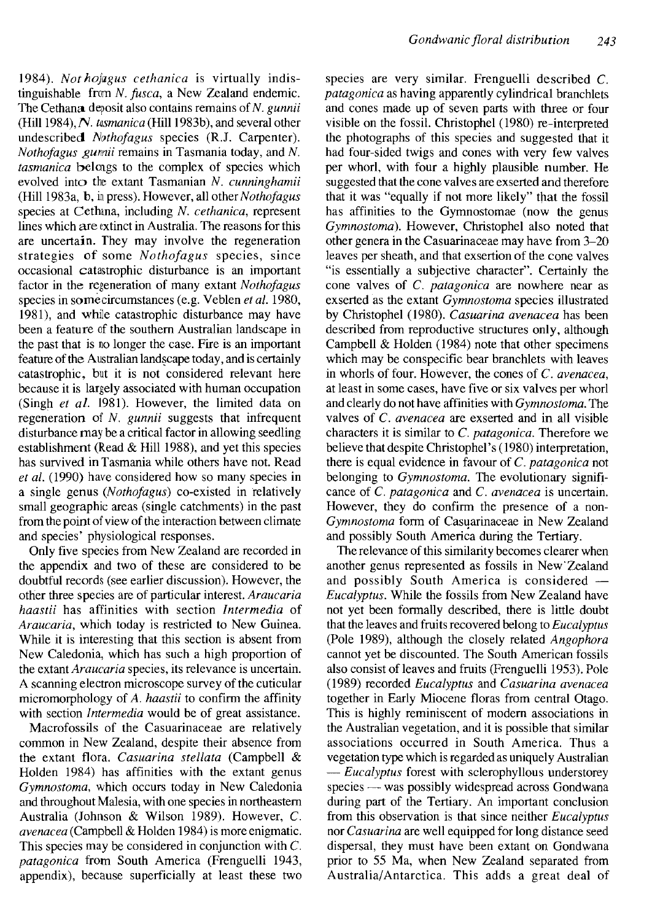1984). *Nothofagus cethanica* is virtually indistinguishable from *N. fusca*, a New Zealand endemic. The Cethana deposit also contains remains of *N. gunnii* (Hill 1984), *N. tasmanica* (Hill 1983b), and several other undescribed *Nothofagus* species (R.J. Carpenter). *Nothofagus gunnii* remains in Tasmania today, and *N. tasmanica* belongs to the complex of species which evolved into the extant Tasmanian *N. cunninghamii* (Hill 1983a, b, in press). However, all other *Nothofagus* species at Cethana, including *N. cethanica*, represent lines which are extinct in Australia. The reasons for this are uncertain. They may involve the regeneration strategies of some *Nothofagus* species, since occasional catastrophic disturbance is an important factor in the regeneration of many extant *Nothofagus* species in some circumstances (e.g. Veblen *et al.* 1980, 1981), and while catastrophic disturbance may have been a feature of the southern Australian landscape in the past that is no longer the case. Fire is an important feature of the Australian landscape today, and is certainly catastrophic, but it is not considered relevant here because it is largely associated with human occupation (Singh *et al.* 1981). However, the limited data on regeneration of *N. gunnii* suggests that infrequent disturbance may be a critical factor in allowing seedling establishment (Read & Hill 1988), and yet this species has survived in Tasmania while others have not. Read *et al.* (1990) have considered how so many species in a single genus (*Nothofagus*) co-existed in relatively small geographic areas (single catchments) in the past from the point of view of the interaction between climate and species' physiological responses.

Only five species from New Zealand are recorded in the appendix and two of these are considered to be doubtful records (see earlier discussion). However, the other three species are of particular interest. *Araucaria haastii* has affinities with section *Intermedia* of *Araucaria*, which today is restricted to New Guinea. While it is interesting that this section is absent from New Caledonia, which has such a high proportion of the extant *Araucaria* species, its relevance is uncertain. A scanning electron microscope survey of the cuticular micromorphology of *A. haastii* to confirm the affinity with section *Intermedia* would be of great assistance.

Macrofossils of the Casuarinaceae are relatively common in New Zealand, despite their absence from the extant flora. *Casuarina stellata* (Campbell & Holden 1984) has affinities with the extant genus *Gymnostoma*, which occurs today in New Caledonia and throughout Malesia, with one species in northeastern Australia (Johnson & Wilson 1989). However, *C. avenacea* (Campbell & Holden 1984) is more enigmatic. This species may be considered in conjunction with *C. patagonica* from South America (Frenguelli 1943, appendix), because superficially at least these two species are very similar. Frenguelli described *C. patagonica* as having apparently cylindrical branchlets and cones made up of seven parts with three or four visible on the fossil. Christophel (1980) re-interpreted the photographs of this species and suggested that it had four-sided twigs and cones with very few valves per whorl, with four a highly plausible number. He suggested that the cone valves are exserted and therefore that it was "equally if not more likely" that the fossil has affinities to the Gymnostomae (now the genus *Gymnostoma*). However, Christophel also noted that other genera in the Casuarinaceae may have from 3–20 leaves per sheath, and that exsertion of the cone valves "is essentially a subjective character". Certainly the cone valves of *C. patagonica* are nowhere near as exserted as the extant *Gymnostoma* species illustrated by Christophel (1980). *Casuarina avenacea* has been described from reproductive structures only, although Campbell & Holden (1984) note that other specimens which may be conspecific bear branchlets with leaves in whorls of four. However, the cones of *C. avenacea*, at least in some cases, have five or six valves per whorl and clearly do not have affinities with *Gymnostoma*. The valves of *C. avenacea* are exserted and in all visible characters it is similar to *C. patagonica*. Therefore we believe that despite Christophel's (1980) interpretation, there is equal evidence in favour of *C. patagonica* not belonging to *Gymnostoma*. The evolutionary significance of *C. patagonica* and *C. avenacea* is uncertain. However, they do confirm the presence of a non-*Gymnostoma* form of Casuarinaceae in New Zealand and possibly South America during the Tertiary.

The relevance of this similarity becomes clearer when another genus represented as fossils in New Zealand and possibly South America is considered — *Eucalyptus*. While the fossils from New Zealand have not yet been formally described, there is little doubt that the leaves and fruits recovered belong to *Eucalyptus* (Pole 1989), although the closely related *Angophora* cannot yet be discounted. The South American fossils also consist of leaves and fruits (Frenguelli 1953). Pole (1989) recorded *Eucalyptus* and *Casuarina avenacea* together in Early Miocene floras from central Otago. This is highly reminiscent of modern associations in the Australian vegetation, and it is possible that similar associations occurred in South America. Thus a vegetation type which is regarded as uniquely Australian — *Eucalyptus* forest with sclerophyllous understorey species — was possibly widespread across Gondwana during part of the Tertiary. An important conclusion from this observation is that since neither *Eucalyptus* nor *Casuarina* are well equipped for long distance seed dispersal, they must have been extant on Gondwana prior to 55 Ma, when New Zealand separated from Australia/Antarctica. This adds a great deal of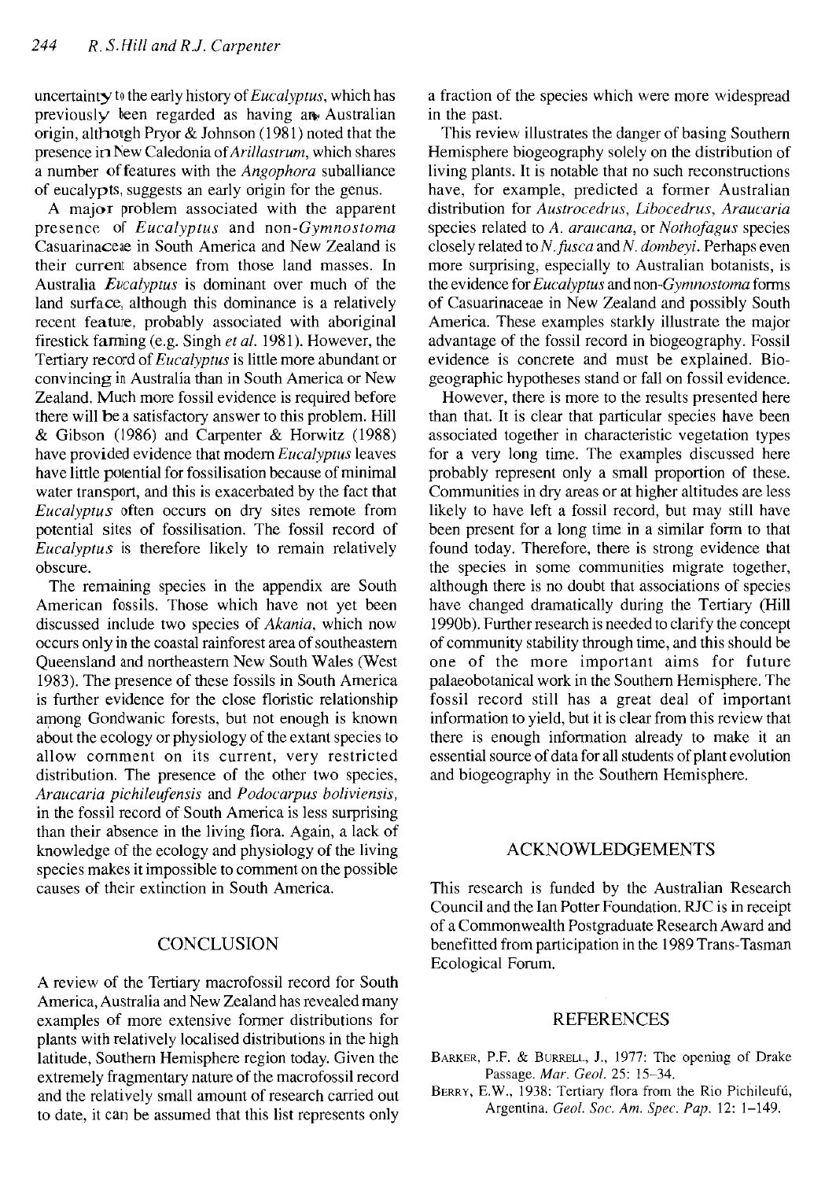uncertainty to the early history of *Eucalyptus*, which has previously been regarded as having an Australian origin, although Pryor & Johnson (1981) noted that the presence in New Caledonia of *Arillastrum*, which shares a number of features with the *Angophora* suballiance of eucalypts, suggests an early origin for the genus.

A major problem associated with the apparent presence of *Eucalyptus* and non-*Gymnostoma* Casuarinaceae in South America and New Zealand is their current absence from those land masses. In Australia *Eucalyptus* is dominant over much of the land surface, although this dominance is a relatively recent feature, probably associated with aboriginal firestick farming (e.g. Singh *et al.* 1981). However, the Tertiary record of *Eucalyptus* is little more abundant or convincing in Australia than in South America or New Zealand. Much more fossil evidence is required before there will be a satisfactory answer to this problem. Hill & Gibson (1986) and Carpenter & Horwitz (1988) have provided evidence that modern *Eucalyptus* leaves have little potential for fossilisation because of minimal water transport, and this is exacerbated by the fact that *Eucalyptus* often occurs on dry sites remote from potential sites of fossilisation. The fossil record of *Eucalyptus* is therefore likely to remain relatively obscure.

The remaining species in the appendix are South American fossils. Those which have not yet been discussed include two species of *Akania*, which now occurs only in the coastal rainforest area of southeastern Queensland and northeastern New South Wales (West 1983). The presence of these fossils in South America is further evidence for the close floristic relationship among Gondwanic forests, but not enough is known about the ecology or physiology of the extant species to allow comment on its current, very restricted distribution. The presence of the other two species, *Araucaria pichileufensis* and *Podocarpus boliviensis*, in the fossil record of South America is less surprising than their absence in the living flora. Again, a lack of knowledge of the ecology and physiology of the living species makes it impossible to comment on the possible causes of their extinction in South America.

## CONCLUSION

A review of the Tertiary macrofossil record for South America, Australia and New Zealand has revealed many examples of more extensive former distributions for plants with relatively localised distributions in the high latitude, Southern Hemisphere region today. Given the extremely fragmentary nature of the macrofossil record and the relatively small amount of research carried out to date, it can be assumed that this list represents only a fraction of the species which were more widespread in the past.

This review illustrates the danger of basing Southern Hemisphere biogeography solely on the distribution of living plants. It is notable that no such reconstructions have, for example, predicted a former Australian distribution for *Austrocedrus*, *Libocedrus*, *Araucaria* species related to *A. araucana*, or *Nothofagus* species closely related to *N. fusca* and *N. dombeyi*. Perhaps even more surprising, especially to Australian botanists, is the evidence for *Eucalyptus* and non-*Gymnostoma* forms of Casuarinaceae in New Zealand and possibly South America. These examples starkly illustrate the major advantage of the fossil record in biogeography. Fossil evidence is concrete and must be explained. Biogeographic hypotheses stand or fall on fossil evidence.

However, there is more to the results presented here than that. It is clear that particular species have been associated together in characteristic vegetation types for a very long time. The examples discussed here probably represent only a small proportion of these. Communities in dry areas or at higher altitudes are less likely to have left a fossil record, but may still have been present for a long time in a similar form to that found today. Therefore, there is strong evidence that the species in some communities migrate together, although there is no doubt that associations of species have changed dramatically during the Tertiary (Hill 1990b). Further research is needed to clarify the concept of community stability through time, and this should be one of the more important aims for future palaeobotanical work in the Southern Hemisphere. The fossil record still has a great deal of important information to yield, but it is clear from this review that there is enough information already to make it an essential source of data for all students of plant evolution and biogeography in the Southern Hemisphere.

## ACKNOWLEDGEMENTS

This research is funded by the Australian Research Council and the Ian Potter Foundation. RJC is in receipt of a Commonwealth Postgraduate Research Award and benefitted from participation in the 1989 Trans-Tasman Ecological Forum.

## REFERENCES

BARKER, P.F. & BURRELL, J., 1977: The opening of Drake Passage. *Mar. Geol.* 25: 15–34.

BERRY, E.W., 1938: Tertiary flora from the Rio Pichileufú, Argentina. *Geol. Soc. Am. Spec. Pap.* 12: 1–149.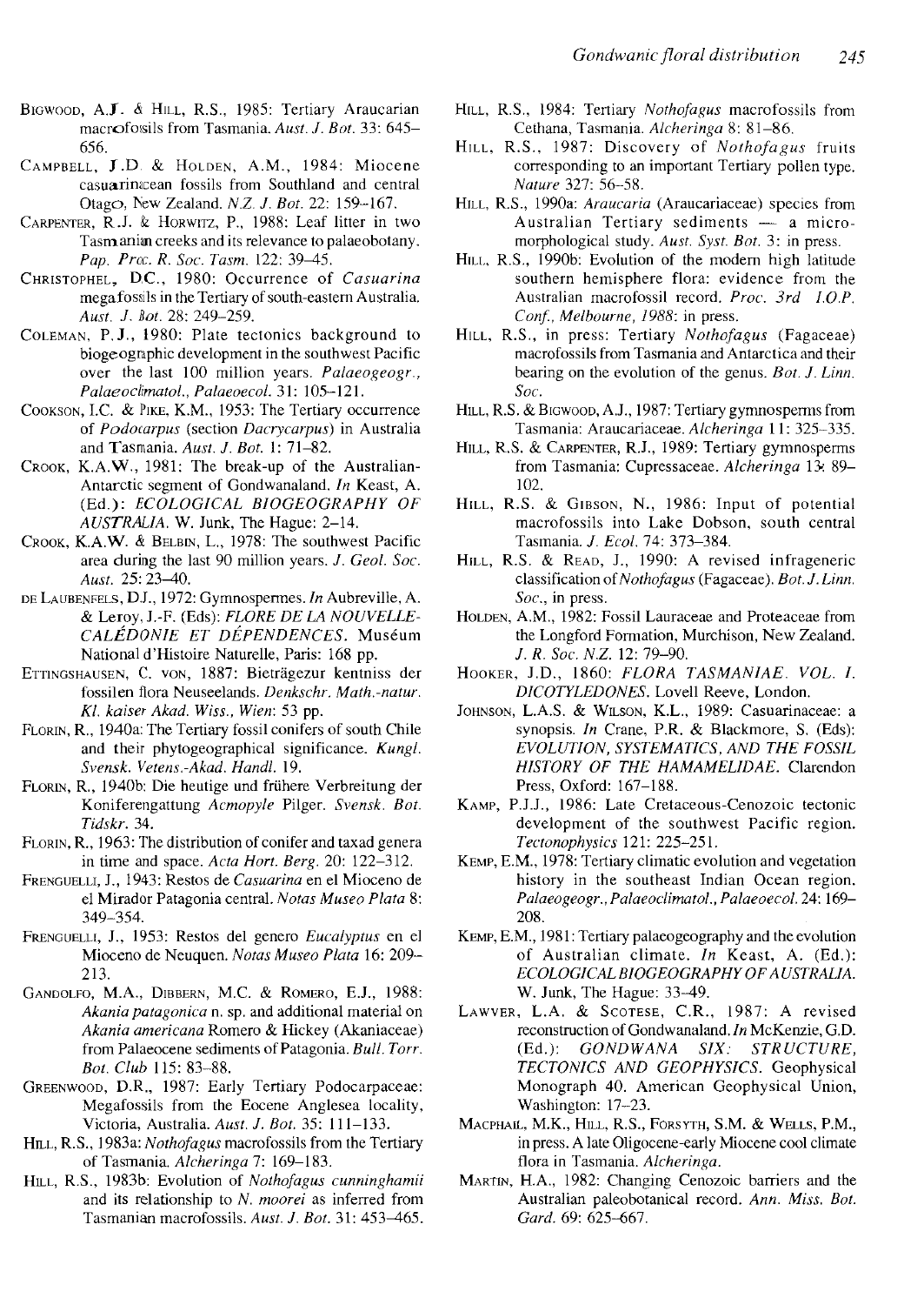BIGWOOD, A.J. & HILL, R.S., 1985: Tertiary Araucarian macrofossils from Tasmania. *Aust. J. Bot.* 33: 645–656.

CAMPBELL, J.D. & HOLDEN, A.M., 1984: Miocene casuarinacean fossils from Southland and central Otago, New Zealand. *N.Z. J. Bot.* 22: 159–167.

CARPENTER, R.J. & HORWITZ, P., 1988: Leaf litter in two Tasmanian creeks and its relevance to palaeobotany. *Pap. Proc. R. Soc. Tasm.* 122: 39–45.

CHRISTOPHEL, D.C., 1980: Occurrence of *Casuarina* megafossils in the Tertiary of south-eastern Australia. *Aust. J. Bot.* 28: 249–259.

COLEMAN, P.J., 1980: Plate tectonics background to biogeographic development in the southwest Pacific over the last 100 million years. *Palaeogeogr., Palaeoclimatol., Palaeoecol.* 31: 105–121.

COOKSON, I.C. & PIKE, K.M., 1953: The Tertiary occurrence of *Podocarpus* (section *Dacrycarpus*) in Australia and Tasmania. *Aust. J. Bot.* 1: 71–82.

CROOK, K.A.W., 1981: The break-up of the Australian-Antarctic segment of Gondwanaland. *In* Keast, A. (Ed.): *ECOLOGICAL BIOGEOGRAPHY OF AUSTRALIA*. W. Junk, The Hague: 2–14.

CROOK, K.A.W. & BELBIN, L., 1978: The southwest Pacific area during the last 90 million years. *J. Geol. Soc. Aust.* 25: 23–40.

DE LAUBENFELS, D.J., 1972: Gymnospermes. *In* Aubreville, A. & Leroy, J.-F. (Eds): *FLORE DE LA NOUVELLE-CALÉDONIE ET DÉPENDENCES*. Muséum National d'Histoire Naturelle, Paris: 168 pp.

ETTINGSHAUSEN, C. VON, 1887: Bieträgezur kentniss der fossilen flora Neuseelands. *Denkschr. Math.-natur. Kl. kaiser Akad. Wiss., Wien*: 53 pp.

FLORIN, R., 1940a: The Tertiary fossil conifers of south Chile and their phytogeographical significance. *Kungl. Svensk. Vetens.-Akad. Handl.* 19.

FLORIN, R., 1940b: Die heutige und frühere Verbreitung der Koniferengattung *Acmopyle* Pilger. *Svensk. Bot. Tidskr.* 34.

FLORIN, R., 1963: The distribution of conifer and taxad genera in time and space. *Acta Hort. Berg.* 20: 122–312.

FRENGUELLI, J., 1943: Restos de *Casuarina* en el Mioceno de el Mirador Patagonia central. *Notas Museo Plata* 8: 349–354.

FRENGUELLI, J., 1953: Restos del genero *Eucalyptus* en el Mioceno de Neuquen. *Notas Museo Plata* 16: 209–213.

GANDOLFO, M.A., DIBBERN, M.C. & ROMERO, E.J., 1988: *Akania patagonica* n. sp. and additional material on *Akania americana* Romero & Hickey (Akaniaceae) from Palaeocene sediments of Patagonia. *Bull. Torr. Bot. Club* 115: 83–88.

GREENWOOD, D.R., 1987: Early Tertiary Podocarpaceae: Megafossils from the Eocene Anglesea locality, Victoria, Australia. *Aust. J. Bot.* 35: 111–133.

HILL, R.S., 1983a: *Nothofagus* macrofossils from the Tertiary of Tasmania. *Alcheringa* 7: 169–183.

HILL, R.S., 1983b: Evolution of *Nothofagus cunninghamii* and its relationship to *N. moorei* as inferred from Tasmanian macrofossils. *Aust. J. Bot.* 31: 453–465.

HILL, R.S., 1984: Tertiary *Nothofagus* macrofossils from Cethana, Tasmania. *Alcheringa* 8: 81–86.

HILL, R.S., 1987: Discovery of *Nothofagus* fruits corresponding to an important Tertiary pollen type. *Nature* 327: 56–58.

HILL, R.S., 1990a: *Araucaria* (Araucariaceae) species from Australian Tertiary sediments — a micromorphological study. *Aust. Syst. Bot.* 3: in press.

HILL, R.S., 1990b: Evolution of the modern high latitude southern hemisphere flora: evidence from the Australian macrofossil record. *Proc. 3rd I.O.P. Conf., Melbourne, 1988*: in press.

HILL, R.S., in press: Tertiary *Nothofagus* (Fagaceae) macrofossils from Tasmania and Antarctica and their bearing on the evolution of the genus. *Bot. J. Linn. Soc.*

HILL, R.S. & BIGWOOD, A.J., 1987: Tertiary gymnosperms from Tasmania: Araucariaceae. *Alcheringa* 11: 325–335.

HILL, R.S. & CARPENTER, R.J., 1989: Tertiary gymnosperms from Tasmania: Cupressaceae. *Alcheringa* 13: 89–102.

HILL, R.S. & GIBSON, N., 1986: Input of potential macrofossils into Lake Dobson, south central Tasmania. *J. Ecol.* 74: 373–384.

HILL, R.S. & READ, J., 1990: A revised infrageneric classification of *Nothofagus* (Fagaceae). *Bot. J. Linn. Soc.*, in press.

HOLDEN, A.M., 1982: Fossil Lauraceae and Proteaceae from the Longford Formation, Murchison, New Zealand. *J. R. Soc. N.Z.* 12: 79–90.

HOOKER, J.D., 1860: *FLORA TASMANIAE. VOL. I. DICOTYLEDONES*. Lovell Reeve, London.

JOHNSON, L.A.S. & WILSON, K.L., 1989: Casuarinaceae: a synopsis. *In* Crane, P.R. & Blackmore, S. (Eds): *EVOLUTION, SYSTEMATICS, AND THE FOSSIL HISTORY OF THE HAMAMELIDAE*. Clarendon Press, Oxford: 167–188.

KAMP, P.J.J., 1986: Late Cretaceous-Cenozoic tectonic development of the southwest Pacific region. *Tectonophysics* 121: 225–251.

KEMP, E.M., 1978: Tertiary climatic evolution and vegetation history in the southeast Indian Ocean region. *Palaeogeogr., Palaeoclimatol., Palaeoecol.* 24: 169–208.

KEMP, E.M., 1981: Tertiary palaeogeography and the evolution of Australian climate. *In* Keast, A. (Ed.): *ECOLOGICAL BIOGEOGRAPHY OF AUSTRALIA*. W. Junk, The Hague: 33–49.

LAWVER, L.A. & SCOTESE, C.R., 1987: A revised reconstruction of Gondwanaland. *In* McKenzie, G.D. (Ed.): *GONDWANA SIX: STRUCTURE, TECTONICS AND GEOPHYSICS*. Geophysical Monograph 40. American Geophysical Union, Washington: 17–23.

MACPHAIL, M.K., HILL, R.S., FORSYTH, S.M. & WELLS, P.M., in press. A late Oligocene-early Miocene cool climate flora in Tasmania. *Alcheringa*.

MARTIN, H.A., 1982: Changing Cenozoic barriers and the Australian paleobotanical record. *Ann. Miss. Bot. Gard.* 69: 625–667.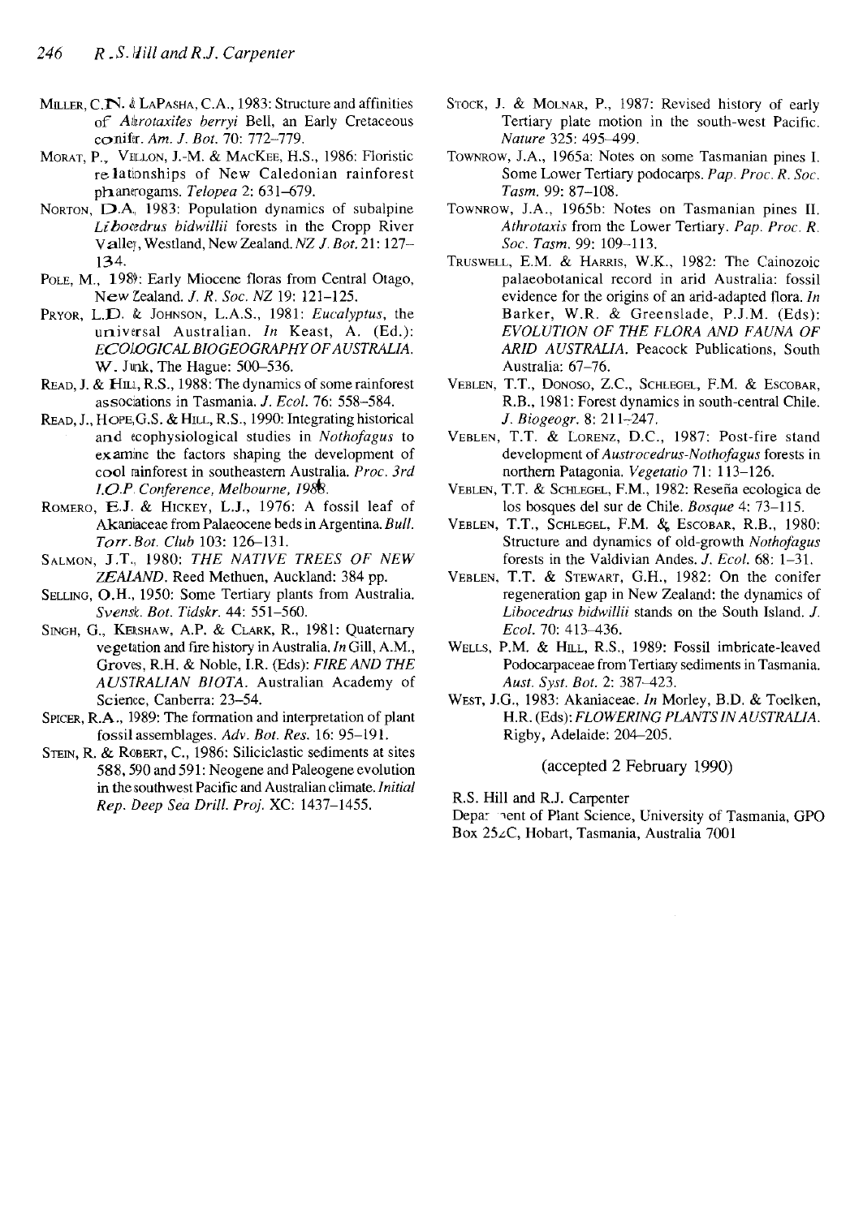MILLER, C.N. & LAPASHA, C.A., 1983: Structure and affinities of *Athrotaxites berryi* Bell, an Early Cretaceous conifer. *Am. J. Bot.* 70: 772–779.

MORAT, P., VEILLON, J.-M. & MACKEE, H.S., 1986: Floristic relationships of New Caledonian rainforest phanerogams. *Telopea* 2: 631–679.

NORTON, D.A., 1983: Population dynamics of subalpine *Libocedrus bidwillii* forests in the Cropp River Valley, Westland, New Zealand. *NZ J. Bot.* 21: 127–134.

POLE, M., 1989: Early Miocene floras from Central Otago, New Zealand. *J. R. Soc. NZ* 19: 121–125.

PRYOR, L.D. & JOHNSON, L.A.S., 1981: *Eucalyptus*, the universal Australian. *In* Keast, A. (Ed.): *ECOLOGICAL BIOGEOGRAPHY OF AUSTRALIA*. W. Junk, The Hague: 500–536.

READ, J. & HILL, R.S., 1988: The dynamics of some rainforest associations in Tasmania. *J. Ecol.* 76: 558–584.

READ, J., HOPE, G.S. & HILL, R.S., 1990: Integrating historical and ecophysiological studies in *Nothofagus* to examine the factors shaping the development of cool rainforest in southeastern Australia. *Proc. 3rd I.O.P. Conference, Melbourne, 1988.*

ROMERO, E.J. & HICKEY, L.J., 1976: A fossil leaf of Akaniaceae from Palaeocene beds in Argentina. *Bull. Torr. Bot. Club* 103: 126–131.

SALMON, J.T., 1980: *THE NATIVE TREES OF NEW ZEALAND*. Reed Methuen, Auckland: 384 pp.

SELLING, O.H., 1950: Some Tertiary plants from Australia. *Svensk. Bot. Tidskr.* 44: 551–560.

SINGH, G., KERSHAW, A.P. & CLARK, R., 1981: Quaternary vegetation and fire history in Australia. *In* Gill, A.M., Groves, R.H. & Noble, I.R. (Eds): *FIRE AND THE AUSTRALIAN BIOTA*. Australian Academy of Science, Canberra: 23–54.

SPICER, R.A., 1989: The formation and interpretation of plant fossil assemblages. *Adv. Bot. Res.* 16: 95–191.

STEIN, R. & ROBERT, C., 1986: Siliciclastic sediments at sites 588, 590 and 591: Neogene and Paleogene evolution in the southwest Pacific and Australian climate. *Initial Rep. Deep Sea Drill. Proj.* XC: 1437–1455.

STOCK, J. & MOLNAR, P., 1987: Revised history of early Tertiary plate motion in the south-west Pacific. *Nature* 325: 495–499.

TOWNROW, J.A., 1965a: Notes on some Tasmanian pines I. Some Lower Tertiary podocarps. *Pap. Proc. R. Soc. Tasm.* 99: 87–108.

TOWNROW, J.A., 1965b: Notes on Tasmanian pines II. *Athrotaxis* from the Lower Tertiary. *Pap. Proc. R. Soc. Tasm.* 99: 109–113.

TRUSWELL, E.M. & HARRIS, W.K., 1982: The Cainozoic palaeobotanical record in arid Australia: fossil evidence for the origins of an arid-adapted flora. *In* Barker, W.R. & Greenslade, P.J.M. (Eds): *EVOLUTION OF THE FLORA AND FAUNA OF ARID AUSTRALIA*. Peacock Publications, South Australia: 67–76.

VEBLEN, T.T., DONOSO, Z.C., SCHLEGEL, F.M. & ESCOBAR, R.B., 1981: Forest dynamics in south-central Chile. *J. Biogeogr.* 8: 211–247.

VEBLEN, T.T. & LORENZ, D.C., 1987: Post-fire stand development of *Austrocedrus-Nothofagus* forests in northern Patagonia. *Vegetatio* 71: 113–126.

VEBLEN, T.T. & SCHLEGEL, F.M., 1982: Reseña ecologica de los bosques del sur de Chile. *Bosque* 4: 73–115.

VEBLEN, T.T., SCHLEGEL, F.M. & ESCOBAR, R.B., 1980: Structure and dynamics of old-growth *Nothofagus* forests in the Valdivian Andes. *J. Ecol.* 68: 1–31.

VEBLEN, T.T. & STEWART, G.H., 1982: On the conifer regeneration gap in New Zealand: the dynamics of *Libocedrus bidwillii* stands on the South Island. *J. Ecol.* 70: 413–436.

WELLS, P.M. & HILL, R.S., 1989: Fossil imbricate-leaved Podocarpaceae from Tertiary sediments in Tasmania. *Aust. Syst. Bot.* 2: 387–423.

WEST, J.G., 1983: Akaniaceae. *In* Morley, B.D. & Toelken, H.R. (Eds): *FLOWERING PLANTS IN AUSTRALIA*. Rigby, Adelaide: 204–205.

(accepted 2 February 1990)

R.S. Hill and R.J. Carpenter
Department of Plant Science, University of Tasmania, GPO Box 252C, Hobart, Tasmania, Australia 7001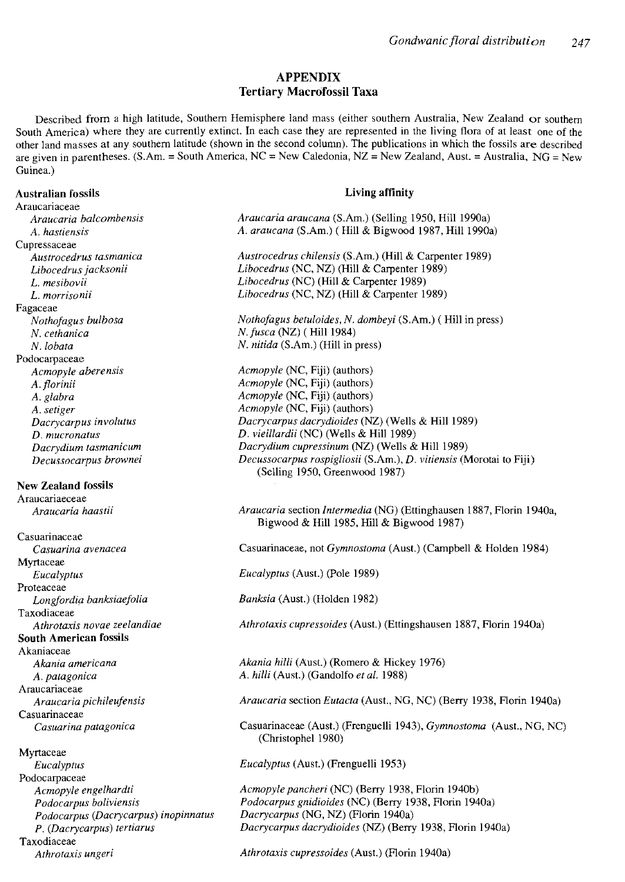## APPENDIX

### Tertiary Macrofossil Taxa

Described from a high latitude, Southern Hemisphere land mass (either southern Australia, New Zealand or southern South America) where they are currently extinct. In each case they are represented in the living flora of at least one of the other land masses at any southern latitude (shown in the second column). The publications in which the fossils are described are given in parentheses. (S.Am. = South America, NC = New Caledonia, NZ = New Zealand, Aust. = Australia, NG = New Guinea.)

| **Australian fossils** | **Living affinity** |
|---|---|
| Araucariaceae | |
| *Araucaria balcombensis* | *Araucaria araucana* (S.Am.) (Selling 1950, Hill 1990a) |
| *A. hastiensis* | *A. araucana* (S.Am.) ( Hill & Bigwood 1987, Hill 1990a) |
| Cupressaceae | |
| *Austrocedrus tasmanica* | *Austrocedrus chilensis* (S.Am.) (Hill & Carpenter 1989) |
| *Libocedrus jacksonii* | *Libocedrus* (NC, NZ) (Hill & Carpenter 1989) |
| *L. mesibovii* | *Libocedrus* (NC) (Hill & Carpenter 1989) |
| *L. morrisonii* | *Libocedrus* (NC, NZ) (Hill & Carpenter 1989) |
| Fagaceae | |
| *Nothofagus bulbosa* | *Nothofagus betuloides*, *N. dombeyi* (S.Am.) ( Hill in press) |
| *N. cethanica* | *N. fusca* (NZ) ( Hill 1984) |
| *N. lobata* | *N. nitida* (S.Am.) (Hill in press) |
| Podocarpaceae | |
| *Acmopyle aberensis* | *Acmopyle* (NC, Fiji) (authors) |
| *A. florinii* | *Acmopyle* (NC, Fiji) (authors) |
| *A. glabra* | *Acmopyle* (NC, Fiji) (authors) |
| *A. setiger* | *Acmopyle* (NC, Fiji) (authors) |
| *Dacrycarpus involutus* | *Dacrycarpus dacrydioides* (NZ) (Wells & Hill 1989) |
| *D. mucronatus* | *D. vieillardii* (NC) (Wells & Hill 1989) |
| *Dacrydium tasmanicum* | *Dacrydium cupressinum* (NZ) (Wells & Hill 1989) |
| *Decussocarpus brownei* | *Decussocarpus rospigliosii* (S.Am.), *D. vitiensis* (Morotai to Fiji) (Selling 1950, Greenwood 1987) |
| **New Zealand fossils** | |
| Araucariaeceae | |
| *Araucaria haastii* | *Araucaria* section *Intermedia* (NG) (Ettinghausen 1887, Florin 1940a, Bigwood & Hill 1985, Hill & Bigwood 1987) |
| Casuarinaceae | |
| *Casuarina avenacea* | Casuarinaceae, not *Gymnostoma* (Aust.) (Campbell & Holden 1984) |
| Myrtaceae | |
| *Eucalyptus* | *Eucalyptus* (Aust.) (Pole 1989) |
| Proteaceae | |
| *Longfordia banksiaefolia* | *Banksia* (Aust.) (Holden 1982) |
| Taxodiaceae | |
| *Athrotaxis novae zeelandiae* | *Athrotaxis cupressoides* (Aust.) (Ettingshausen 1887, Florin 1940a) |
| **South American fossils** | |
| Akaniaceae | |
| *Akania americana* | *Akania hilli* (Aust.) (Romero & Hickey 1976) |
| *A. patagonica* | *A. hilli* (Aust.) (Gandolfo *et al.* 1988) |
| Araucariaceae | |
| *Araucaria pichileufensis* | *Araucaria* section *Eutacta* (Aust., NG, NC) (Berry 1938, Florin 1940a) |
| Casuarinaceae | |
| *Casuarina patagonica* | Casuarinaceae (Aust.) (Frenguelli 1943), *Gymnostoma* (Aust., NG, NC) (Christophel 1980) |
| Myrtaceae | |
| *Eucalyptus* | *Eucalyptus* (Aust.) (Frenguelli 1953) |
| Podocarpaceae | |
| *Acmopyle engelhardti* | *Acmopyle pancheri* (NC) (Berry 1938, Florin 1940b) |
| *Podocarpus boliviensis* | *Podocarpus gnidioides* (NC) (Berry 1938, Florin 1940a) |
| *Podocarpus (Dacrycarpus) inopinnatus* | *Dacrycarpus* (NG, NZ) (Florin 1940a) |
| *P. (Dacrycarpus) tertiarus* | *Dacrycarpus dacrydioides* (NZ) (Berry 1938, Florin 1940a) |
| Taxodiaceae | |
| *Athrotaxis ungeri* | *Athrotaxis cupressoides* (Aust.) (Florin 1940a) |